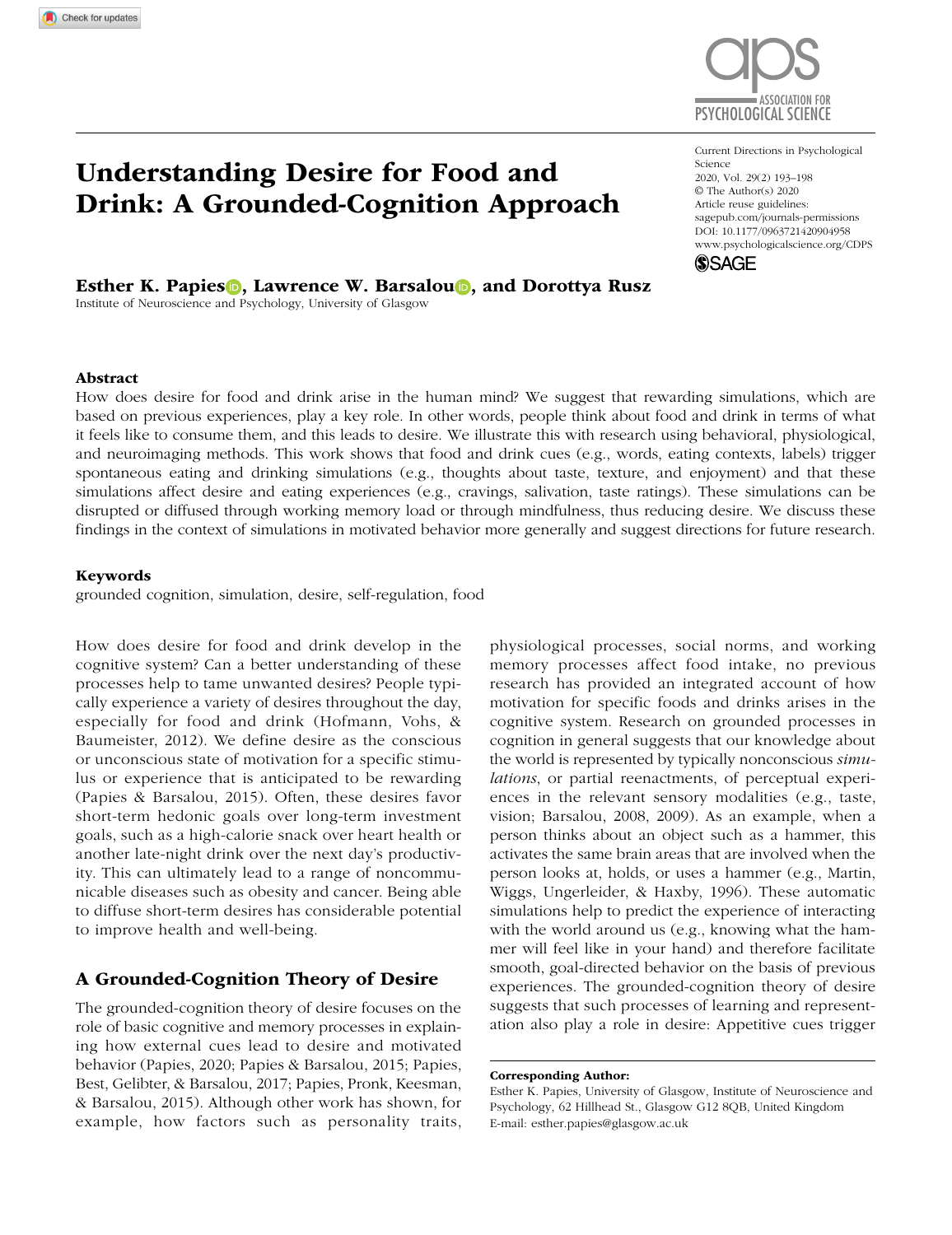# Understanding Desire for Food and Drink: A Grounded-Cognition Approach

**Esther K. Papies, Lawrence W. Barsalou, and Dorottya Rusz**

Institute of Neuroscience and Psychology, University of Glasgow

Current Directions in Psychological Science
2020, Vol. 29(2) 193–198
© The Author(s) 2020
Article reuse guidelines:
sagepub.com/journals-permissions
DOI: 10.1177/0963721420904958
www.psychologicalscience.org/CDPS

## Abstract

How does desire for food and drink arise in the human mind? We suggest that rewarding simulations, which are based on previous experiences, play a key role. In other words, people think about food and drink in terms of what it feels like to consume them, and this leads to desire. We illustrate this with research using behavioral, physiological, and neuroimaging methods. This work shows that food and drink cues (e.g., words, eating contexts, labels) trigger spontaneous eating and drinking simulations (e.g., thoughts about taste, texture, and enjoyment) and that these simulations affect desire and eating experiences (e.g., cravings, salivation, taste ratings). These simulations can be disrupted or diffused through working memory load or through mindfulness, thus reducing desire. We discuss these findings in the context of simulations in motivated behavior more generally and suggest directions for future research.

### Keywords

grounded cognition, simulation, desire, self-regulation, food

How does desire for food and drink develop in the cognitive system? Can a better understanding of these processes help to tame unwanted desires? People typically experience a variety of desires throughout the day, especially for food and drink (Hofmann, Vohs, & Baumeister, 2012). We define desire as the conscious or unconscious state of motivation for a specific stimulus or experience that is anticipated to be rewarding (Papies & Barsalou, 2015). Often, these desires favor short-term hedonic goals over long-term investment goals, such as a high-calorie snack over heart health or another late-night drink over the next day's productivity. This can ultimately lead to a range of noncommunicable diseases such as obesity and cancer. Being able to diffuse short-term desires has considerable potential to improve health and well-being.

## A Grounded-Cognition Theory of Desire

The grounded-cognition theory of desire focuses on the role of basic cognitive and memory processes in explaining how external cues lead to desire and motivated behavior (Papies, 2020; Papies & Barsalou, 2015; Papies, Best, Gelibter, & Barsalou, 2017; Papies, Pronk, Keesman, & Barsalou, 2015). Although other work has shown, for example, how factors such as personality traits, physiological processes, social norms, and working memory processes affect food intake, no previous research has provided an integrated account of how motivation for specific foods and drinks arises in the cognitive system. Research on grounded processes in cognition in general suggests that our knowledge about the world is represented by typically nonconscious *simulations*, or partial reenactments, of perceptual experiences in the relevant sensory modalities (e.g., taste, vision; Barsalou, 2008, 2009). As an example, when a person thinks about an object such as a hammer, this activates the same brain areas that are involved when the person looks at, holds, or uses a hammer (e.g., Martin, Wiggs, Ungerleider, & Haxby, 1996). These automatic simulations help to predict the experience of interacting with the world around us (e.g., knowing what the hammer will feel like in your hand) and therefore facilitate smooth, goal-directed behavior on the basis of previous experiences. The grounded-cognition theory of desire suggests that such processes of learning and representation also play a role in desire: Appetitive cues trigger

**Corresponding Author:**
Esther K. Papies, University of Glasgow, Institute of Neuroscience and Psychology, 62 Hillhead St., Glasgow G12 8QB, United Kingdom
E-mail: esther.papies@glasgow.ac.uk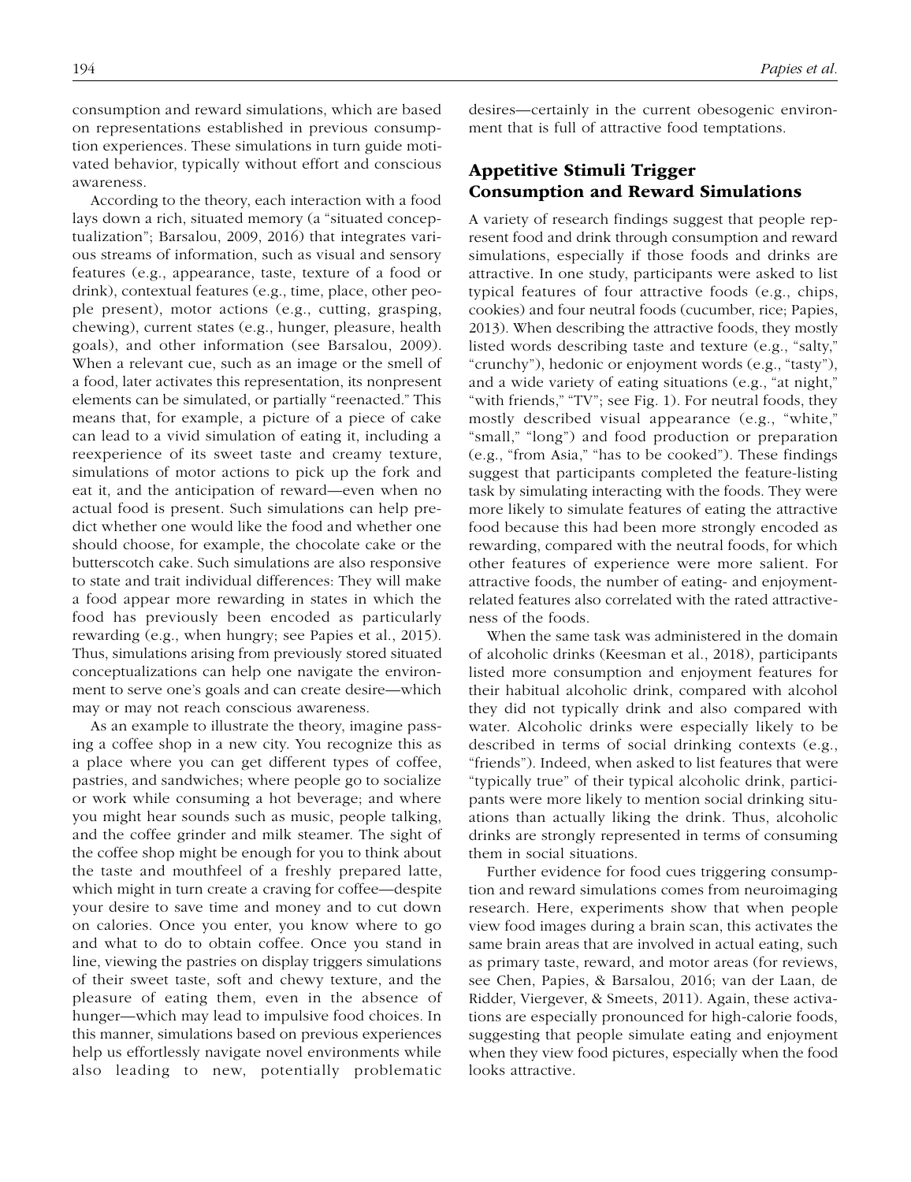consumption and reward simulations, which are based on representations established in previous consumption experiences. These simulations in turn guide motivated behavior, typically without effort and conscious awareness.

According to the theory, each interaction with a food lays down a rich, situated memory (a "situated conceptualization"; Barsalou, 2009, 2016) that integrates various streams of information, such as visual and sensory features (e.g., appearance, taste, texture of a food or drink), contextual features (e.g., time, place, other people present), motor actions (e.g., cutting, grasping, chewing), current states (e.g., hunger, pleasure, health goals), and other information (see Barsalou, 2009). When a relevant cue, such as an image or the smell of a food, later activates this representation, its nonpresent elements can be simulated, or partially "reenacted." This means that, for example, a picture of a piece of cake can lead to a vivid simulation of eating it, including a reexperience of its sweet taste and creamy texture, simulations of motor actions to pick up the fork and eat it, and the anticipation of reward—even when no actual food is present. Such simulations can help predict whether one would like the food and whether one should choose, for example, the chocolate cake or the butterscotch cake. Such simulations are also responsive to state and trait individual differences: They will make a food appear more rewarding in states in which the food has previously been encoded as particularly rewarding (e.g., when hungry; see Papies et al., 2015). Thus, simulations arising from previously stored situated conceptualizations can help one navigate the environment to serve one's goals and can create desire—which may or may not reach conscious awareness.

As an example to illustrate the theory, imagine passing a coffee shop in a new city. You recognize this as a place where you can get different types of coffee, pastries, and sandwiches; where people go to socialize or work while consuming a hot beverage; and where you might hear sounds such as music, people talking, and the coffee grinder and milk steamer. The sight of the coffee shop might be enough for you to think about the taste and mouthfeel of a freshly prepared latte, which might in turn create a craving for coffee—despite your desire to save time and money and to cut down on calories. Once you enter, you know where to go and what to do to obtain coffee. Once you stand in line, viewing the pastries on display triggers simulations of their sweet taste, soft and chewy texture, and the pleasure of eating them, even in the absence of hunger—which may lead to impulsive food choices. In this manner, simulations based on previous experiences help us effortlessly navigate novel environments while also leading to new, potentially problematic desires—certainly in the current obesogenic environment that is full of attractive food temptations.

## Appetitive Stimuli Trigger Consumption and Reward Simulations

A variety of research findings suggest that people represent food and drink through consumption and reward simulations, especially if those foods and drinks are attractive. In one study, participants were asked to list typical features of four attractive foods (e.g., chips, cookies) and four neutral foods (cucumber, rice; Papies, 2013). When describing the attractive foods, they mostly listed words describing taste and texture (e.g., "salty," "crunchy"), hedonic or enjoyment words (e.g., "tasty"), and a wide variety of eating situations (e.g., "at night," "with friends," "TV"; see Fig. 1). For neutral foods, they mostly described visual appearance (e.g., "white," "small," "long") and food production or preparation (e.g., "from Asia," "has to be cooked"). These findings suggest that participants completed the feature-listing task by simulating interacting with the foods. They were more likely to simulate features of eating the attractive food because this had been more strongly encoded as rewarding, compared with the neutral foods, for which other features of experience were more salient. For attractive foods, the number of eating- and enjoyment-related features also correlated with the rated attractiveness of the foods.

When the same task was administered in the domain of alcoholic drinks (Keesman et al., 2018), participants listed more consumption and enjoyment features for their habitual alcoholic drink, compared with alcohol they did not typically drink and also compared with water. Alcoholic drinks were especially likely to be described in terms of social drinking contexts (e.g., "friends"). Indeed, when asked to list features that were "typically true" of their typical alcoholic drink, participants were more likely to mention social drinking situations than actually liking the drink. Thus, alcoholic drinks are strongly represented in terms of consuming them in social situations.

Further evidence for food cues triggering consumption and reward simulations comes from neuroimaging research. Here, experiments show that when people view food images during a brain scan, this activates the same brain areas that are involved in actual eating, such as primary taste, reward, and motor areas (for reviews, see Chen, Papies, & Barsalou, 2016; van der Laan, de Ridder, Viergever, & Smeets, 2011). Again, these activations are especially pronounced for high-calorie foods, suggesting that people simulate eating and enjoyment when they view food pictures, especially when the food looks attractive.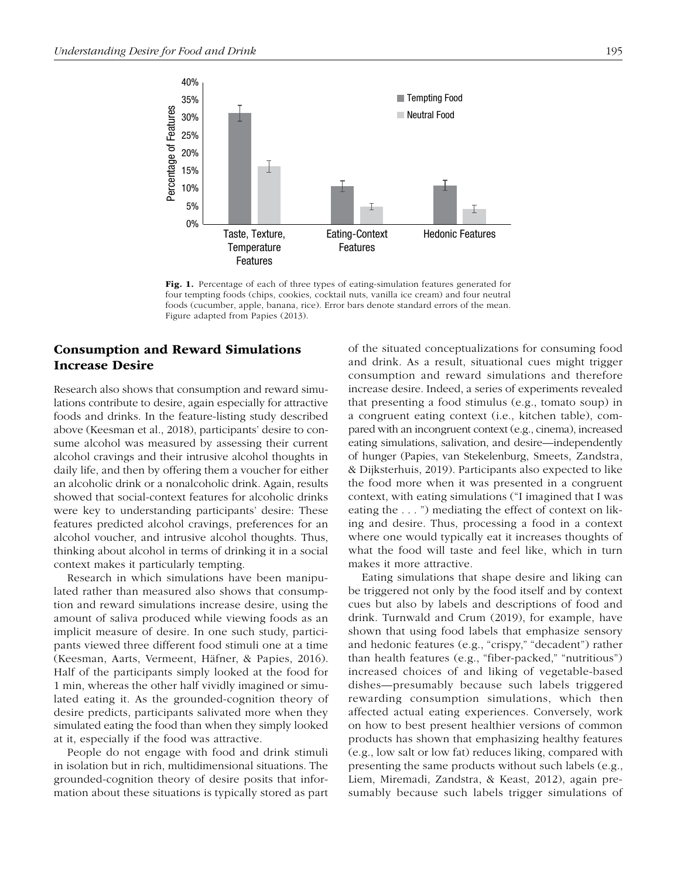Fig. 1. Percentage of each of three types of eating-simulation features generated for four tempting foods (chips, cookies, cocktail nuts, vanilla ice cream) and four neutral foods (cucumber, apple, banana, rice). Error bars denote standard errors of the mean. Figure adapted from Papies (2013).

## Consumption and Reward Simulations Increase Desire

Research also shows that consumption and reward simulations contribute to desire, again especially for attractive foods and drinks. In the feature-listing study described above (Keesman et al., 2018), participants' desire to consume alcohol was measured by assessing their current alcohol cravings and their intrusive alcohol thoughts in daily life, and then by offering them a voucher for either an alcoholic drink or a nonalcoholic drink. Again, results showed that social-context features for alcoholic drinks were key to understanding participants' desire: These features predicted alcohol cravings, preferences for an alcohol voucher, and intrusive alcohol thoughts. Thus, thinking about alcohol in terms of drinking it in a social context makes it particularly tempting.

Research in which simulations have been manipulated rather than measured also shows that consumption and reward simulations increase desire, using the amount of saliva produced while viewing foods as an implicit measure of desire. In one such study, participants viewed three different food stimuli one at a time (Keesman, Aarts, Vermeent, Häfner, & Papies, 2016). Half of the participants simply looked at the food for 1 min, whereas the other half vividly imagined or simulated eating it. As the grounded-cognition theory of desire predicts, participants salivated more when they simulated eating the food than when they simply looked at it, especially if the food was attractive.

People do not engage with food and drink stimuli in isolation but in rich, multidimensional situations. The grounded-cognition theory of desire posits that information about these situations is typically stored as part of the situated conceptualizations for consuming food and drink. As a result, situational cues might trigger consumption and reward simulations and therefore increase desire. Indeed, a series of experiments revealed that presenting a food stimulus (e.g., tomato soup) in a congruent eating context (i.e., kitchen table), compared with an incongruent context (e.g., cinema), increased eating simulations, salivation, and desire—independently of hunger (Papies, van Stekelenburg, Smeets, Zandstra, & Dijksterhuis, 2019). Participants also expected to like the food more when it was presented in a congruent context, with eating simulations ("I imagined that I was eating the . . . ") mediating the effect of context on liking and desire. Thus, processing a food in a context where one would typically eat it increases thoughts of what the food will taste and feel like, which in turn makes it more attractive.

Eating simulations that shape desire and liking can be triggered not only by the food itself and by context cues but also by labels and descriptions of food and drink. Turnwald and Crum (2019), for example, have shown that using food labels that emphasize sensory and hedonic features (e.g., "crispy," "decadent") rather than health features (e.g., "fiber-packed," "nutritious") increased choices of and liking of vegetable-based dishes—presumably because such labels triggered rewarding consumption simulations, which then affected actual eating experiences. Conversely, work on how to best present healthier versions of common products has shown that emphasizing healthy features (e.g., low salt or low fat) reduces liking, compared with presenting the same products without such labels (e.g., Liem, Miremadi, Zandstra, & Keast, 2012), again presumably because such labels trigger simulations of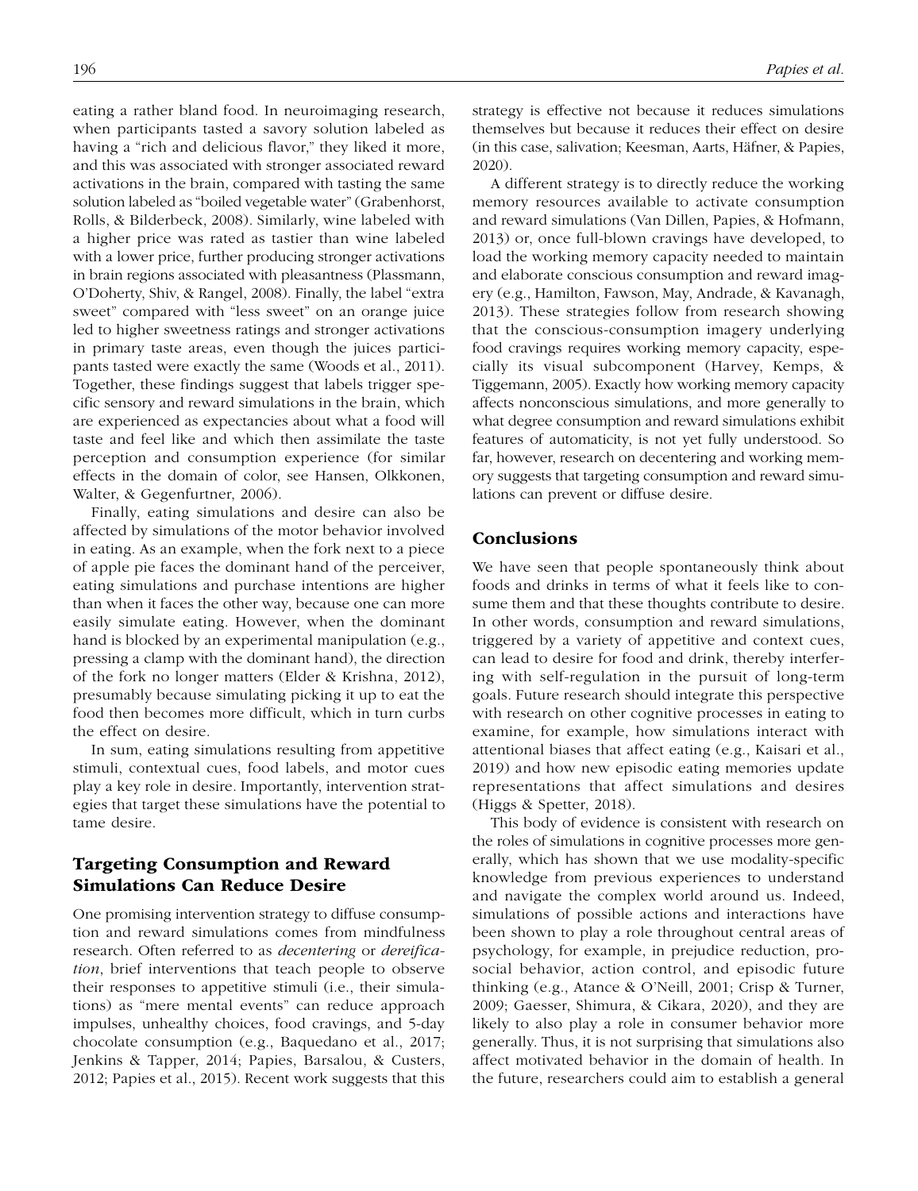eating a rather bland food. In neuroimaging research, when participants tasted a savory solution labeled as having a "rich and delicious flavor," they liked it more, and this was associated with stronger associated reward activations in the brain, compared with tasting the same solution labeled as "boiled vegetable water" (Grabenhorst, Rolls, & Bilderbeck, 2008). Similarly, wine labeled with a higher price was rated as tastier than wine labeled with a lower price, further producing stronger activations in brain regions associated with pleasantness (Plassmann, O'Doherty, Shiv, & Rangel, 2008). Finally, the label "extra sweet" compared with "less sweet" on an orange juice led to higher sweetness ratings and stronger activations in primary taste areas, even though the juices participants tasted were exactly the same (Woods et al., 2011). Together, these findings suggest that labels trigger specific sensory and reward simulations in the brain, which are experienced as expectancies about what a food will taste and feel like and which then assimilate the taste perception and consumption experience (for similar effects in the domain of color, see Hansen, Olkkonen, Walter, & Gegenfurtner, 2006).

Finally, eating simulations and desire can also be affected by simulations of the motor behavior involved in eating. As an example, when the fork next to a piece of apple pie faces the dominant hand of the perceiver, eating simulations and purchase intentions are higher than when it faces the other way, because one can more easily simulate eating. However, when the dominant hand is blocked by an experimental manipulation (e.g., pressing a clamp with the dominant hand), the direction of the fork no longer matters (Elder & Krishna, 2012), presumably because simulating picking it up to eat the food then becomes more difficult, which in turn curbs the effect on desire.

In sum, eating simulations resulting from appetitive stimuli, contextual cues, food labels, and motor cues play a key role in desire. Importantly, intervention strategies that target these simulations have the potential to tame desire.

## Targeting Consumption and Reward Simulations Can Reduce Desire

One promising intervention strategy to diffuse consumption and reward simulations comes from mindfulness research. Often referred to as *decentering* or *dereification*, brief interventions that teach people to observe their responses to appetitive stimuli (i.e., their simulations) as "mere mental events" can reduce approach impulses, unhealthy choices, food cravings, and 5-day chocolate consumption (e.g., Baquedano et al., 2017; Jenkins & Tapper, 2014; Papies, Barsalou, & Custers, 2012; Papies et al., 2015). Recent work suggests that this strategy is effective not because it reduces simulations themselves but because it reduces their effect on desire (in this case, salivation; Keesman, Aarts, Häfner, & Papies, 2020).

A different strategy is to directly reduce the working memory resources available to activate consumption and reward simulations (Van Dillen, Papies, & Hofmann, 2013) or, once full-blown cravings have developed, to load the working memory capacity needed to maintain and elaborate conscious consumption and reward imagery (e.g., Hamilton, Fawson, May, Andrade, & Kavanagh, 2013). These strategies follow from research showing that the conscious-consumption imagery underlying food cravings requires working memory capacity, especially its visual subcomponent (Harvey, Kemps, & Tiggemann, 2005). Exactly how working memory capacity affects nonconscious simulations, and more generally to what degree consumption and reward simulations exhibit features of automaticity, is not yet fully understood. So far, however, research on decentering and working memory suggests that targeting consumption and reward simulations can prevent or diffuse desire.

## Conclusions

We have seen that people spontaneously think about foods and drinks in terms of what it feels like to consume them and that these thoughts contribute to desire. In other words, consumption and reward simulations, triggered by a variety of appetitive and context cues, can lead to desire for food and drink, thereby interfering with self-regulation in the pursuit of long-term goals. Future research should integrate this perspective with research on other cognitive processes in eating to examine, for example, how simulations interact with attentional biases that affect eating (e.g., Kaisari et al., 2019) and how new episodic eating memories update representations that affect simulations and desires (Higgs & Spetter, 2018).

This body of evidence is consistent with research on the roles of simulations in cognitive processes more generally, which has shown that we use modality-specific knowledge from previous experiences to understand and navigate the complex world around us. Indeed, simulations of possible actions and interactions have been shown to play a role throughout central areas of psychology, for example, in prejudice reduction, prosocial behavior, action control, and episodic future thinking (e.g., Atance & O'Neill, 2001; Crisp & Turner, 2009; Gaesser, Shimura, & Cikara, 2020), and they are likely to also play a role in consumer behavior more generally. Thus, it is not surprising that simulations also affect motivated behavior in the domain of health. In the future, researchers could aim to establish a general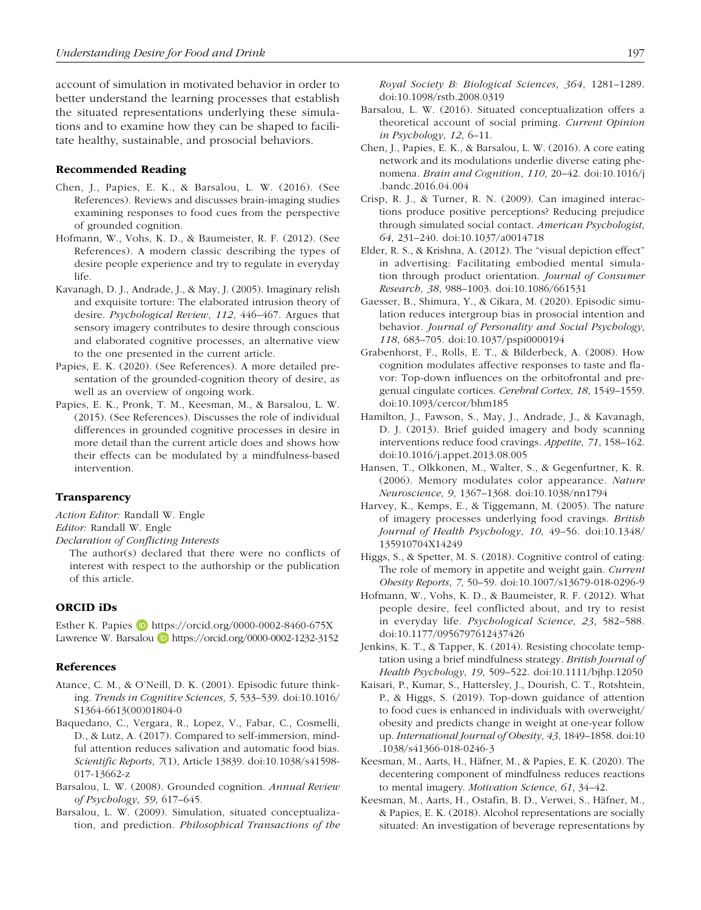account of simulation in motivated behavior in order to better understand the learning processes that establish the situated representations underlying these simulations and to examine how they can be shaped to facilitate healthy, sustainable, and prosocial behaviors.

## Recommended Reading

Chen, J., Papies, E. K., & Barsalou, L. W. (2016). (See References). Reviews and discusses brain-imaging studies examining responses to food cues from the perspective of grounded cognition.

Hofmann, W., Vohs, K. D., & Baumeister, R. F. (2012). (See References). A modern classic describing the types of desire people experience and try to regulate in everyday life.

Kavanagh, D. J., Andrade, J., & May, J. (2005). Imaginary relish and exquisite torture: The elaborated intrusion theory of desire. *Psychological Review*, *112*, 446–467. Argues that sensory imagery contributes to desire through conscious and elaborated cognitive processes, an alternative view to the one presented in the current article.

Papies, E. K. (2020). (See References). A more detailed presentation of the grounded-cognition theory of desire, as well as an overview of ongoing work.

Papies, E. K., Pronk, T. M., Keesman, M., & Barsalou, L. W. (2015). (See References). Discusses the role of individual differences in grounded cognitive processes in desire in more detail than the current article does and shows how their effects can be modulated by a mindfulness-based intervention.

## Transparency

*Action Editor:* Randall W. Engle
*Editor:* Randall W. Engle
*Declaration of Conflicting Interests*
The author(s) declared that there were no conflicts of interest with respect to the authorship or the publication of this article.

## ORCID iDs

Esther K. Papies https://orcid.org/0000-0002-8460-675X
Lawrence W. Barsalou https://orcid.org/0000-0002-1232-3152

## References

Atance, C. M., & O'Neill, D. K. (2001). Episodic future thinking. *Trends in Cognitive Sciences*, *5*, 533–539. doi:10.1016/S1364-6613(00)01804-0

Baquedano, C., Vergara, R., Lopez, V., Fabar, C., Cosmelli, D., & Lutz, A. (2017). Compared to self-immersion, mindful attention reduces salivation and automatic food bias. *Scientific Reports*, *7*(1), Article 13839. doi:10.1038/s41598-017-13662-z

Barsalou, L. W. (2008). Grounded cognition. *Annual Review of Psychology*, *59*, 617–645.

Barsalou, L. W. (2009). Simulation, situated conceptualization, and prediction. *Philosophical Transactions of the Royal Society B: Biological Sciences*, *364*, 1281–1289. doi:10.1098/rstb.2008.0319

Barsalou, L. W. (2016). Situated conceptualization offers a theoretical account of social priming. *Current Opinion in Psychology*, *12*, 6–11.

Chen, J., Papies, E. K., & Barsalou, L. W. (2016). A core eating network and its modulations underlie diverse eating phenomena. *Brain and Cognition*, *110*, 20–42. doi:10.1016/j.bandc.2016.04.004

Crisp, R. J., & Turner, R. N. (2009). Can imagined interactions produce positive perceptions? Reducing prejudice through simulated social contact. *American Psychologist*, *64*, 231–240. doi:10.1037/a0014718

Elder, R. S., & Krishna, A. (2012). The "visual depiction effect" in advertising: Facilitating embodied mental simulation through product orientation. *Journal of Consumer Research*, *38*, 988–1003. doi:10.1086/661531

Gaesser, B., Shimura, Y., & Cikara, M. (2020). Episodic simulation reduces intergroup bias in prosocial intention and behavior. *Journal of Personality and Social Psychology*, *118*, 683–705. doi:10.1037/pspi0000194

Grabenhorst, F., Rolls, E. T., & Bilderbeck, A. (2008). How cognition modulates affective responses to taste and flavor: Top-down influences on the orbitofrontal and pregenual cingulate cortices. *Cerebral Cortex*, *18*, 1549–1559. doi:10.1093/cercor/bhm185

Hamilton, J., Fawson, S., May, J., Andrade, J., & Kavanagh, D. J. (2013). Brief guided imagery and body scanning interventions reduce food cravings. *Appetite*, *71*, 158–162. doi:10.1016/j.appet.2013.08.005

Hansen, T., Olkkonen, M., Walter, S., & Gegenfurtner, K. R. (2006). Memory modulates color appearance. *Nature Neuroscience*, *9*, 1367–1368. doi:10.1038/nn1794

Harvey, K., Kemps, E., & Tiggemann, M. (2005). The nature of imagery processes underlying food cravings. *British Journal of Health Psychology*, *10*, 49–56. doi:10.1348/135910704X14249

Higgs, S., & Spetter, M. S. (2018). Cognitive control of eating: The role of memory in appetite and weight gain. *Current Obesity Reports*, *7*, 50–59. doi:10.1007/s13679-018-0296-9

Hofmann, W., Vohs, K. D., & Baumeister, R. F. (2012). What people desire, feel conflicted about, and try to resist in everyday life. *Psychological Science*, *23*, 582–588. doi:10.1177/0956797612437426

Jenkins, K. T., & Tapper, K. (2014). Resisting chocolate temptation using a brief mindfulness strategy. *British Journal of Health Psychology*, *19*, 509–522. doi:10.1111/bjhp.12050

Kaisari, P., Kumar, S., Hattersley, J., Dourish, C. T., Rotshtein, P., & Higgs, S. (2019). Top-down guidance of attention to food cues is enhanced in individuals with overweight/obesity and predicts change in weight at one-year follow up. *International Journal of Obesity*, *43*, 1849–1858. doi:10.1038/s41366-018-0246-3

Keesman, M., Aarts, H., Häfner, M., & Papies, E. K. (2020). The decentering component of mindfulness reduces reactions to mental imagery. *Motivation Science*, *61*, 34–42.

Keesman, M., Aarts, H., Ostafin, B. D., Verwei, S., Häfner, M., & Papies, E. K. (2018). Alcohol representations are socially situated: An investigation of beverage representations by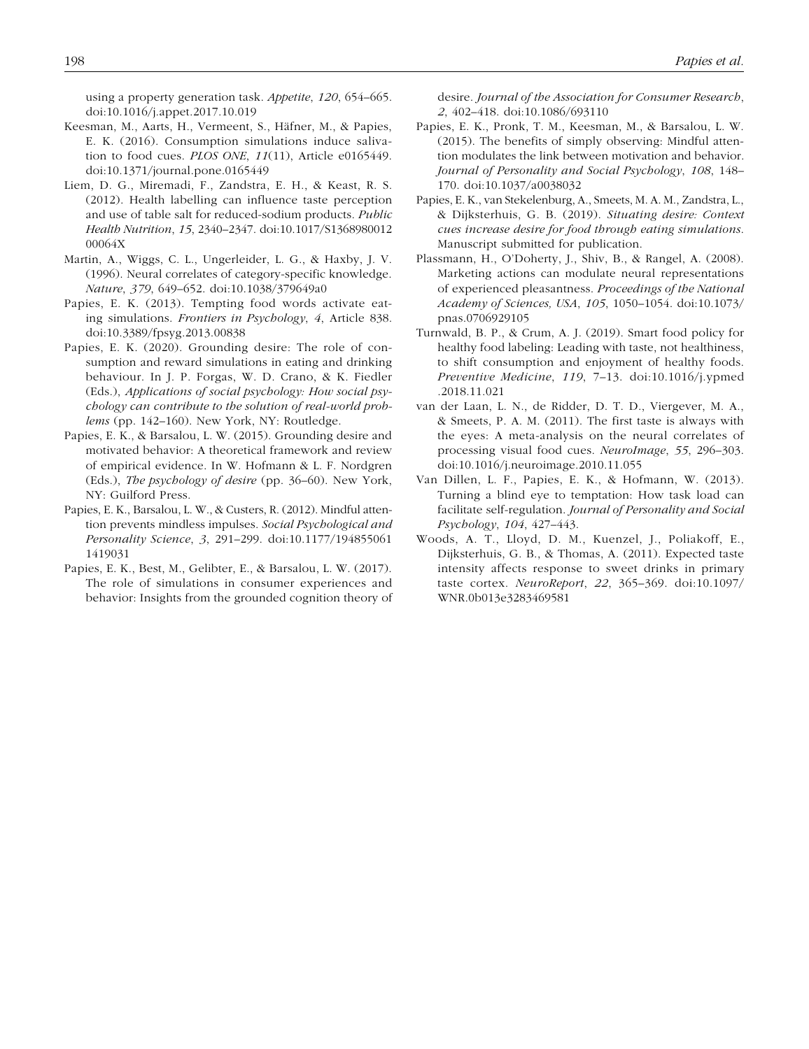using a property generation task. *Appetite*, *120*, 654–665. doi:10.1016/j.appet.2017.10.019

Keesman, M., Aarts, H., Vermeent, S., Häfner, M., & Papies, E. K. (2016). Consumption simulations induce salivation to food cues. *PLOS ONE*, *11*(11), Article e0165449. doi:10.1371/journal.pone.0165449

Liem, D. G., Miremadi, F., Zandstra, E. H., & Keast, R. S. (2012). Health labelling can influence taste perception and use of table salt for reduced-sodium products. *Public Health Nutrition*, *15*, 2340–2347. doi:10.1017/S136898001200064X

Martin, A., Wiggs, C. L., Ungerleider, L. G., & Haxby, J. V. (1996). Neural correlates of category-specific knowledge. *Nature*, *379*, 649–652. doi:10.1038/379649a0

Papies, E. K. (2013). Tempting food words activate eating simulations. *Frontiers in Psychology*, *4*, Article 838. doi:10.3389/fpsyg.2013.00838

Papies, E. K. (2020). Grounding desire: The role of consumption and reward simulations in eating and drinking behaviour. In J. P. Forgas, W. D. Crano, & K. Fiedler (Eds.), *Applications of social psychology: How social psychology can contribute to the solution of real-world problems* (pp. 142–160). New York, NY: Routledge.

Papies, E. K., & Barsalou, L. W. (2015). Grounding desire and motivated behavior: A theoretical framework and review of empirical evidence. In W. Hofmann & L. F. Nordgren (Eds.), *The psychology of desire* (pp. 36–60). New York, NY: Guilford Press.

Papies, E. K., Barsalou, L. W., & Custers, R. (2012). Mindful attention prevents mindless impulses. *Social Psychological and Personality Science*, *3*, 291–299. doi:10.1177/1948550611419031

Papies, E. K., Best, M., Gelibter, E., & Barsalou, L. W. (2017). The role of simulations in consumer experiences and behavior: Insights from the grounded cognition theory of desire. *Journal of the Association for Consumer Research*, *2*, 402–418. doi:10.1086/693110

Papies, E. K., Pronk, T. M., Keesman, M., & Barsalou, L. W. (2015). The benefits of simply observing: Mindful attention modulates the link between motivation and behavior. *Journal of Personality and Social Psychology*, *108*, 148–170. doi:10.1037/a0038032

Papies, E. K., van Stekelenburg, A., Smeets, M. A. M., Zandstra, L., & Dijksterhuis, G. B. (2019). *Situating desire: Context cues increase desire for food through eating simulations*. Manuscript submitted for publication.

Plassmann, H., O'Doherty, J., Shiv, B., & Rangel, A. (2008). Marketing actions can modulate neural representations of experienced pleasantness. *Proceedings of the National Academy of Sciences, USA*, *105*, 1050–1054. doi:10.1073/pnas.0706929105

Turnwald, B. P., & Crum, A. J. (2019). Smart food policy for healthy food labeling: Leading with taste, not healthiness, to shift consumption and enjoyment of healthy foods. *Preventive Medicine*, *119*, 7–13. doi:10.1016/j.ypmed.2018.11.021

van der Laan, L. N., de Ridder, D. T. D., Viergever, M. A., & Smeets, P. A. M. (2011). The first taste is always with the eyes: A meta-analysis on the neural correlates of processing visual food cues. *NeuroImage*, *55*, 296–303. doi:10.1016/j.neuroimage.2010.11.055

Van Dillen, L. F., Papies, E. K., & Hofmann, W. (2013). Turning a blind eye to temptation: How task load can facilitate self-regulation. *Journal of Personality and Social Psychology*, *104*, 427–443.

Woods, A. T., Lloyd, D. M., Kuenzel, J., Poliakoff, E., Dijksterhuis, G. B., & Thomas, A. (2011). Expected taste intensity affects response to sweet drinks in primary taste cortex. *NeuroReport*, *22*, 365–369. doi:10.1097/WNR.0b013e3283469581